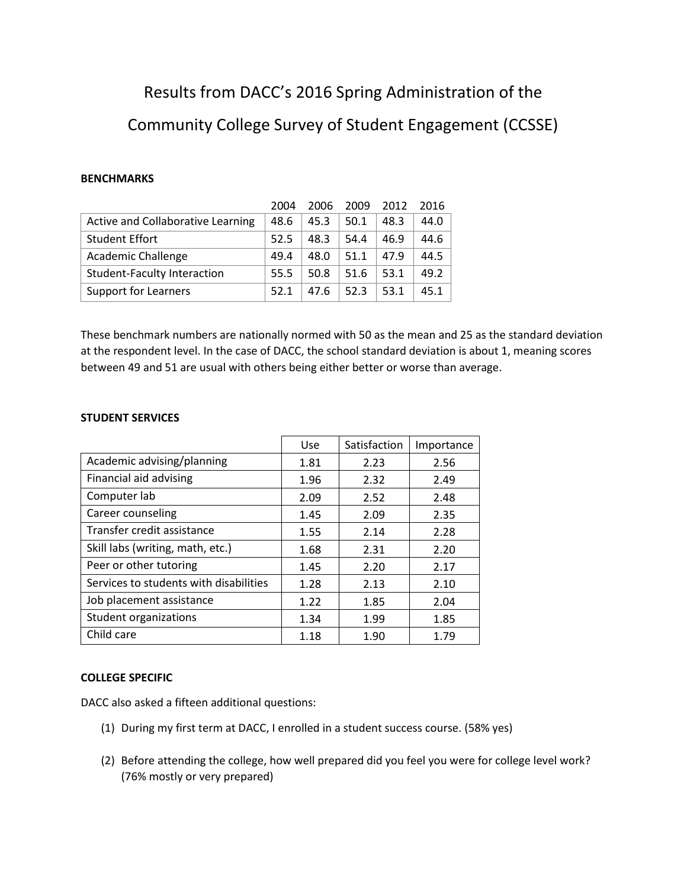# Results from DACC's 2016 Spring Administration of the Community College Survey of Student Engagement (CCSSE)

**BENCHMARKS**

| | 2004 | 2006 | 2009 | 2012 | 2016 |
|---|---|---|---|---|---|
| Active and Collaborative Learning | 48.6 | 45.3 | 50.1 | 48.3 | 44.0 |
| Student Effort | 52.5 | 48.3 | 54.4 | 46.9 | 44.6 |
| Academic Challenge | 49.4 | 48.0 | 51.1 | 47.9 | 44.5 |
| Student-Faculty Interaction | 55.5 | 50.8 | 51.6 | 53.1 | 49.2 |
| Support for Learners | 52.1 | 47.6 | 52.3 | 53.1 | 45.1 |

These benchmark numbers are nationally normed with 50 as the mean and 25 as the standard deviation at the respondent level. In the case of DACC, the school standard deviation is about 1, meaning scores between 49 and 51 are usual with others being either better or worse than average.

**STUDENT SERVICES**

| | Use | Satisfaction | Importance |
|---|---|---|---|
| Academic advising/planning | 1.81 | 2.23 | 2.56 |
| Financial aid advising | 1.96 | 2.32 | 2.49 |
| Computer lab | 2.09 | 2.52 | 2.48 |
| Career counseling | 1.45 | 2.09 | 2.35 |
| Transfer credit assistance | 1.55 | 2.14 | 2.28 |
| Skill labs (writing, math, etc.) | 1.68 | 2.31 | 2.20 |
| Peer or other tutoring | 1.45 | 2.20 | 2.17 |
| Services to students with disabilities | 1.28 | 2.13 | 2.10 |
| Job placement assistance | 1.22 | 1.85 | 2.04 |
| Student organizations | 1.34 | 1.99 | 1.85 |
| Child care | 1.18 | 1.90 | 1.79 |

**COLLEGE SPECIFIC**

DACC also asked a fifteen additional questions:

(1) During my first term at DACC, I enrolled in a student success course. (58% yes)

(2) Before attending the college, how well prepared did you feel you were for college level work? (76% mostly or very prepared)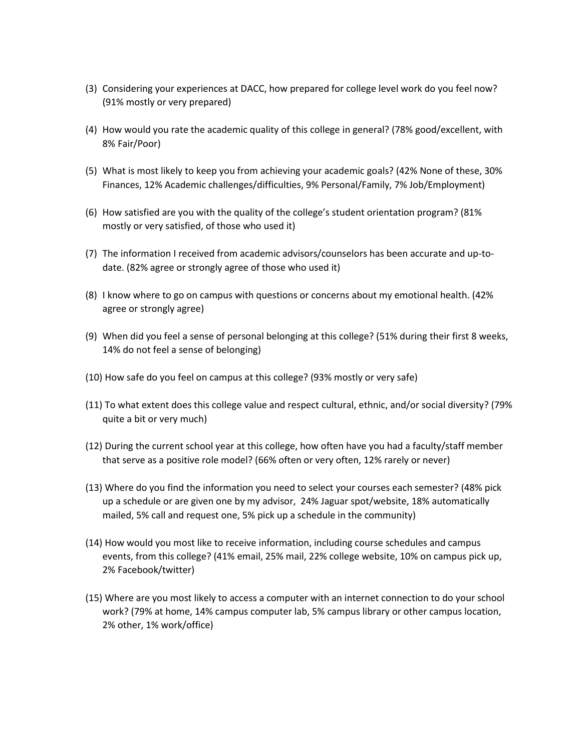(3) Considering your experiences at DACC, how prepared for college level work do you feel now? (91% mostly or very prepared)

(4) How would you rate the academic quality of this college in general? (78% good/excellent, with 8% Fair/Poor)

(5) What is most likely to keep you from achieving your academic goals? (42% None of these, 30% Finances, 12% Academic challenges/difficulties, 9% Personal/Family, 7% Job/Employment)

(6) How satisfied are you with the quality of the college's student orientation program? (81% mostly or very satisfied, of those who used it)

(7) The information I received from academic advisors/counselors has been accurate and up-to-date. (82% agree or strongly agree of those who used it)

(8) I know where to go on campus with questions or concerns about my emotional health. (42% agree or strongly agree)

(9) When did you feel a sense of personal belonging at this college? (51% during their first 8 weeks, 14% do not feel a sense of belonging)

(10) How safe do you feel on campus at this college? (93% mostly or very safe)

(11) To what extent does this college value and respect cultural, ethnic, and/or social diversity? (79% quite a bit or very much)

(12) During the current school year at this college, how often have you had a faculty/staff member that serve as a positive role model? (66% often or very often, 12% rarely or never)

(13) Where do you find the information you need to select your courses each semester? (48% pick up a schedule or are given one by my advisor, 24% Jaguar spot/website, 18% automatically mailed, 5% call and request one, 5% pick up a schedule in the community)

(14) How would you most like to receive information, including course schedules and campus events, from this college? (41% email, 25% mail, 22% college website, 10% on campus pick up, 2% Facebook/twitter)

(15) Where are you most likely to access a computer with an internet connection to do your school work? (79% at home, 14% campus computer lab, 5% campus library or other campus location, 2% other, 1% work/office)